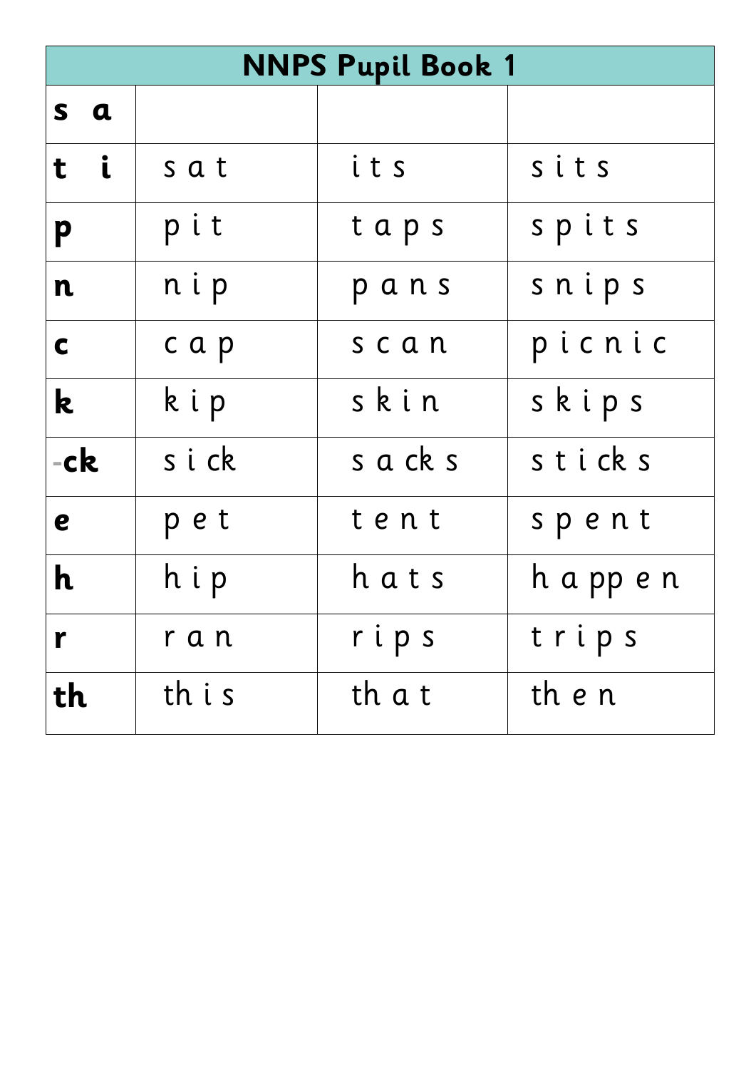| NNPS Pupil Book 1 | | | |
|---|---|---|---|
| **s a** | | | |
| **t i** | s a t | i t s | s i t s |
| **p** | p i t | t a p s | s p i t s |
| **n** | n i p | p a n s | s n i p s |
| **c** | c a p | s c a n | p i c n i c |
| **k** | k i p | s k i n | s k i p s |
| **-ck** | s i ck | s a ck s | s t i ck s |
| **e** | p e t | t e n t | s p e n t |
| **h** | h i p | h a t s | h a pp e n |
| **r** | r a n | r i p s | t r i p s |
| **th** | th i s | th a t | th e n |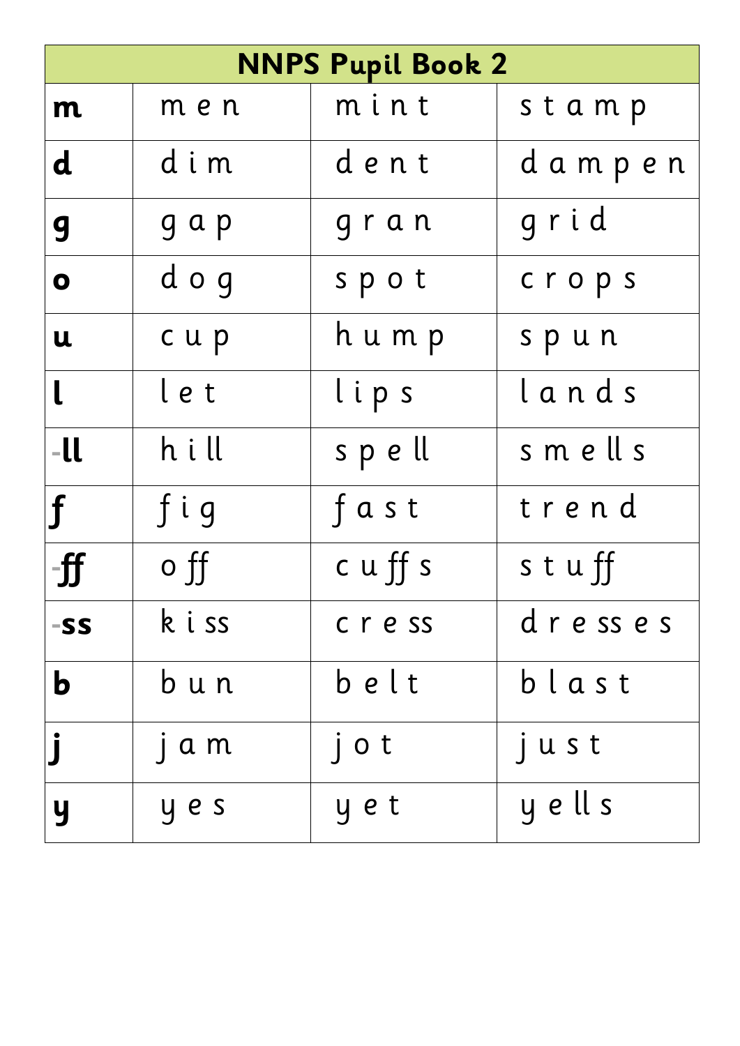| NNPS Pupil Book 2 | | | |
|---|---|---|---|
| **m** | m e n | m i n t | s t a m p |
| **d** | d i m | d e n t | d a m p e n |
| **g** | g a p | g r a n | g r i d |
| **o** | d o g | s p o t | c r o p s |
| **u** | c u p | h u m p | s p u n |
| **l** | l e t | l i p s | l a n d s |
| **-ll** | h i ll | s p e ll | s m e ll s |
| **f** | f i g | f a s t | t r e n d |
| **-ff** | o ff | c u ff s | s t u ff |
| **-ss** | k i ss | c r e ss | d r e ss e s |
| **b** | b u n | b e l t | b l a s t |
| **j** | j a m | j o t | j u s t |
| **y** | y e s | y e t | y e ll s |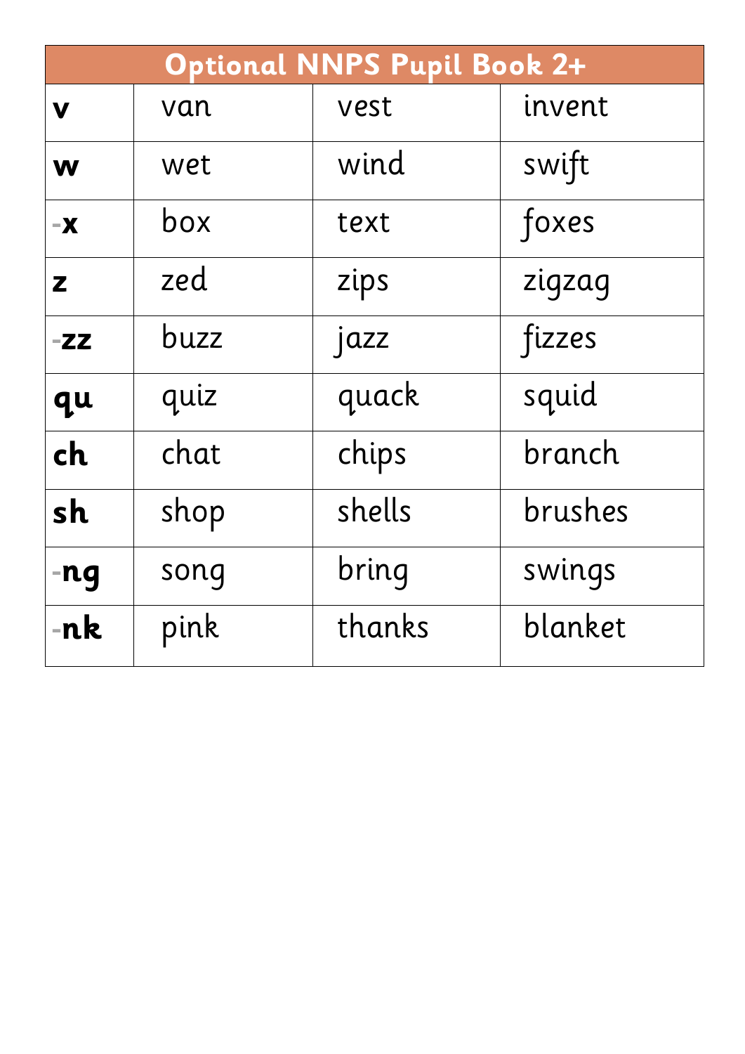| Optional NNPS Pupil Book 2+ | | | |
|---|---|---|---|
| **v** | van | vest | invent |
| **w** | wet | wind | swift |
| -**x** | box | text | foxes |
| **z** | zed | zips | zigzag |
| -**zz** | buzz | jazz | fizzes |
| **qu** | quiz | quack | squid |
| **ch** | chat | chips | branch |
| **sh** | shop | shells | brushes |
| -**ng** | song | bring | swings |
| -**nk** | pink | thanks | blanket |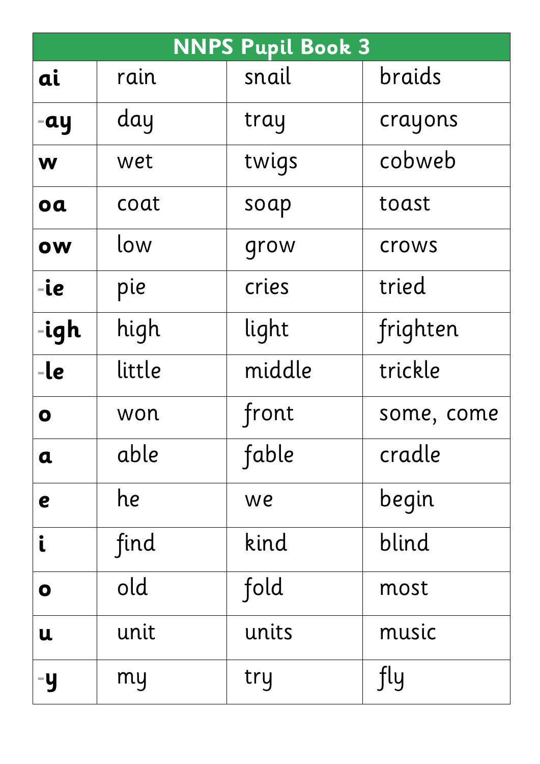| NNPS Pupil Book 3 | | | |
|---|---|---|---|
| **ai** | rain | snail | braids |
| **-ay** | day | tray | crayons |
| **w** | wet | twigs | cobweb |
| **oa** | coat | soap | toast |
| **ow** | low | grow | crows |
| **-ie** | pie | cries | tried |
| **-igh** | high | light | frighten |
| **-le** | little | middle | trickle |
| **o** | won | front | some, come |
| **a** | able | fable | cradle |
| **e** | he | we | begin |
| **i** | find | kind | blind |
| **o** | old | fold | most |
| **u** | unit | units | music |
| **-y** | my | try | fly |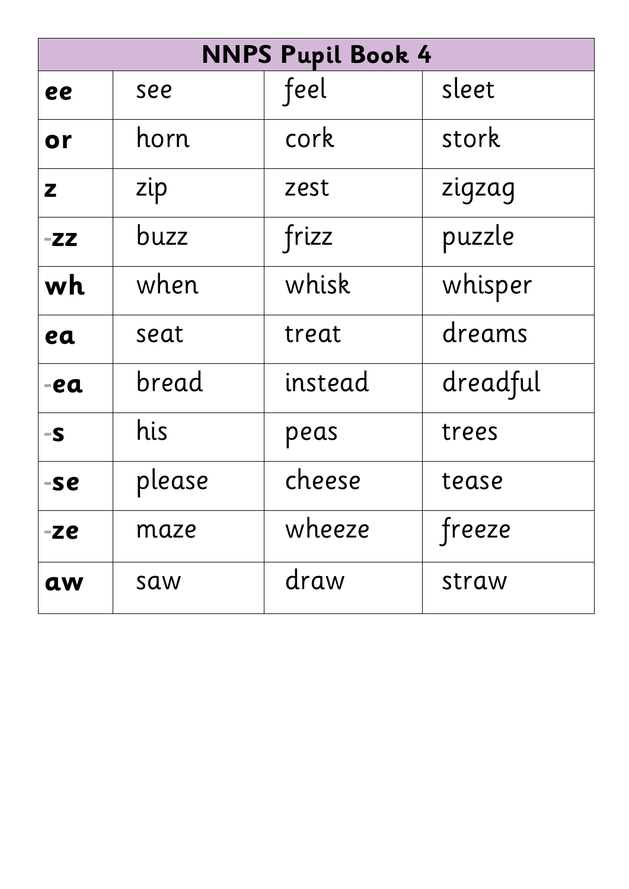| NNPS Pupil Book 4 | | | |
|---|---|---|---|
| **ee** | see | feel | sleet |
| **or** | horn | cork | stork |
| **z** | zip | zest | zigzag |
| -**zz** | buzz | frizz | puzzle |
| **wh** | when | whisk | whisper |
| **ea** | seat | treat | dreams |
| -**ea** | bread | instead | dreadful |
| -**s** | his | peas | trees |
| -**se** | please | cheese | tease |
| -**ze** | maze | wheeze | freeze |
| **aw** | saw | draw | straw |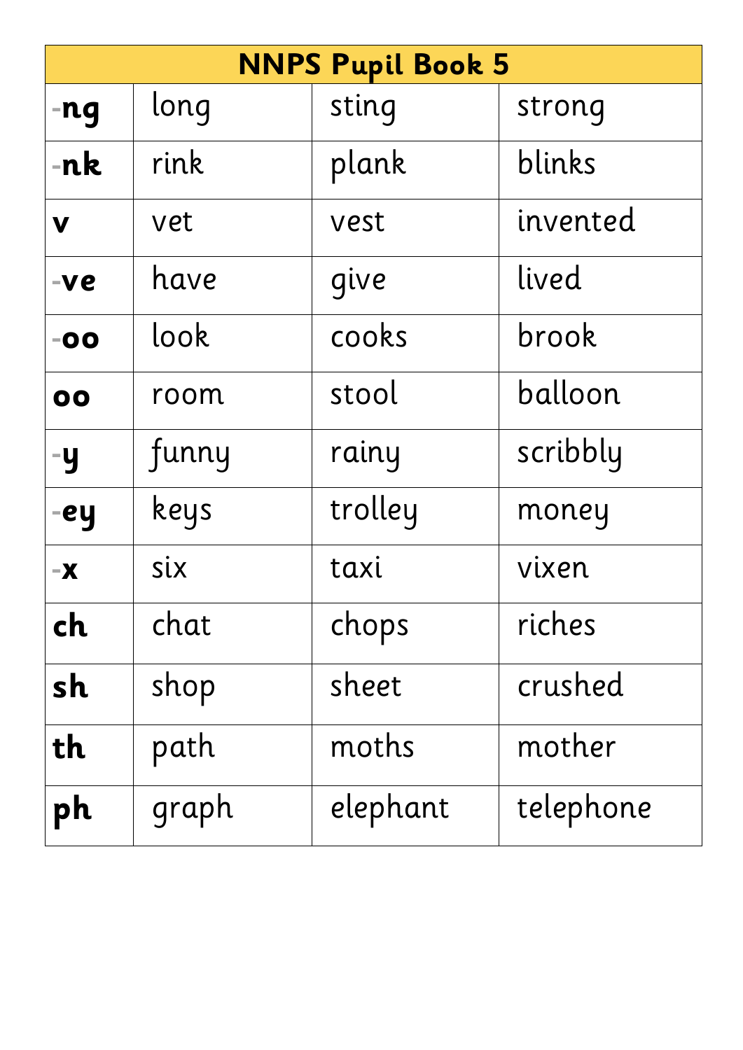| NNPS Pupil Book 5 | | | |
|---|---|---|---|
| **-ng** | long | sting | strong |
| **-nk** | rink | plank | blinks |
| **v** | vet | vest | invented |
| **-ve** | have | give | lived |
| **-oo** | look | cooks | brook |
| **oo** | room | stool | balloon |
| **-y** | funny | rainy | scribbly |
| **-ey** | keys | trolley | money |
| **-x** | six | taxi | vixen |
| **ch** | chat | chops | riches |
| **sh** | shop | sheet | crushed |
| **th** | path | moths | mother |
| **ph** | graph | elephant | telephone |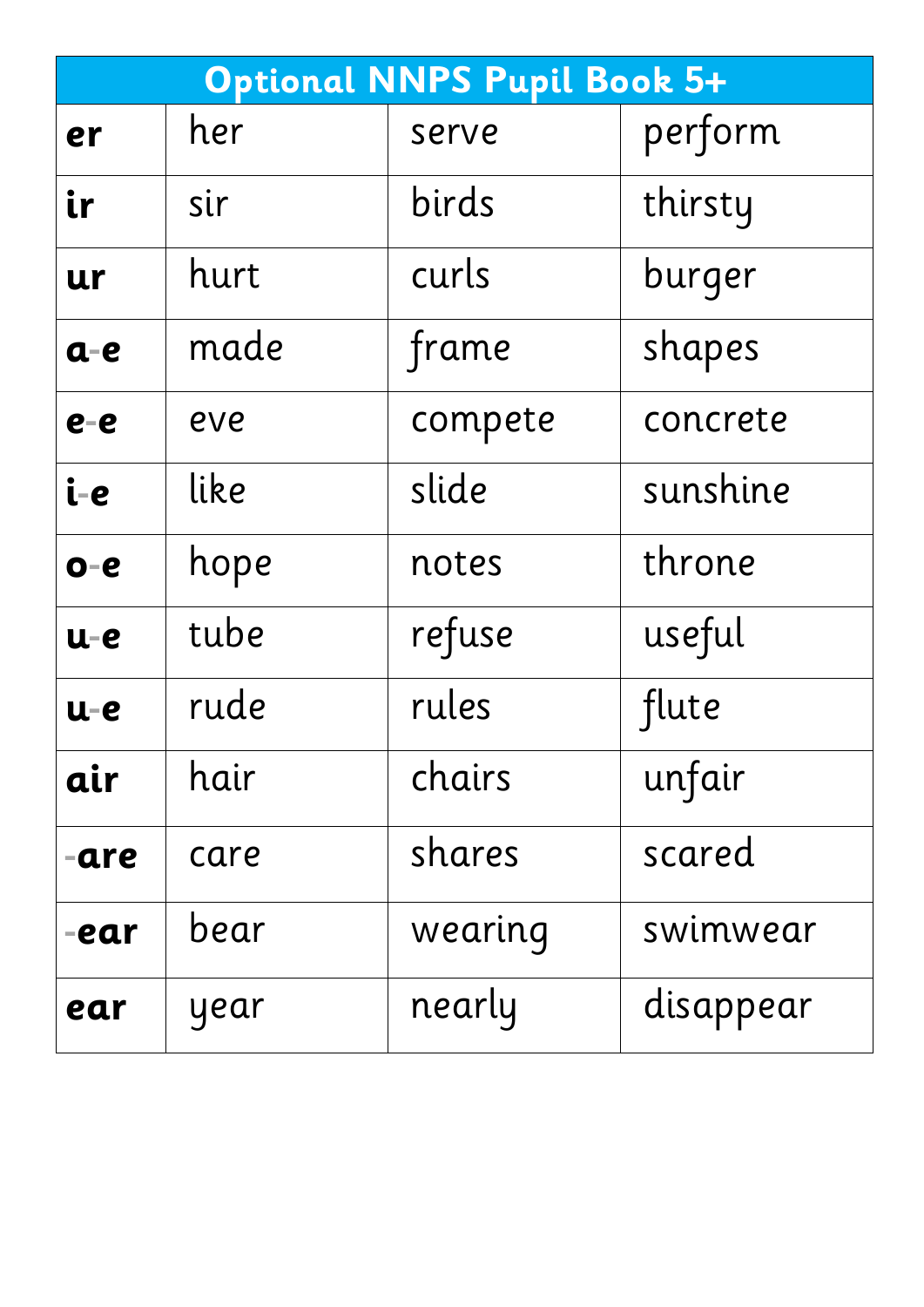| Optional NNPS Pupil Book 5+ | | | |
|---|---|---|---|
| **er** | her | serve | perform |
| **ir** | sir | birds | thirsty |
| **ur** | hurt | curls | burger |
| **a-e** | made | frame | shapes |
| **e-e** | eve | compete | concrete |
| **i-e** | like | slide | sunshine |
| **o-e** | hope | notes | throne |
| **u-e** | tube | refuse | useful |
| **u-e** | rude | rules | flute |
| **air** | hair | chairs | unfair |
| **-are** | care | shares | scared |
| **-ear** | bear | wearing | swimwear |
| **ear** | year | nearly | disappear |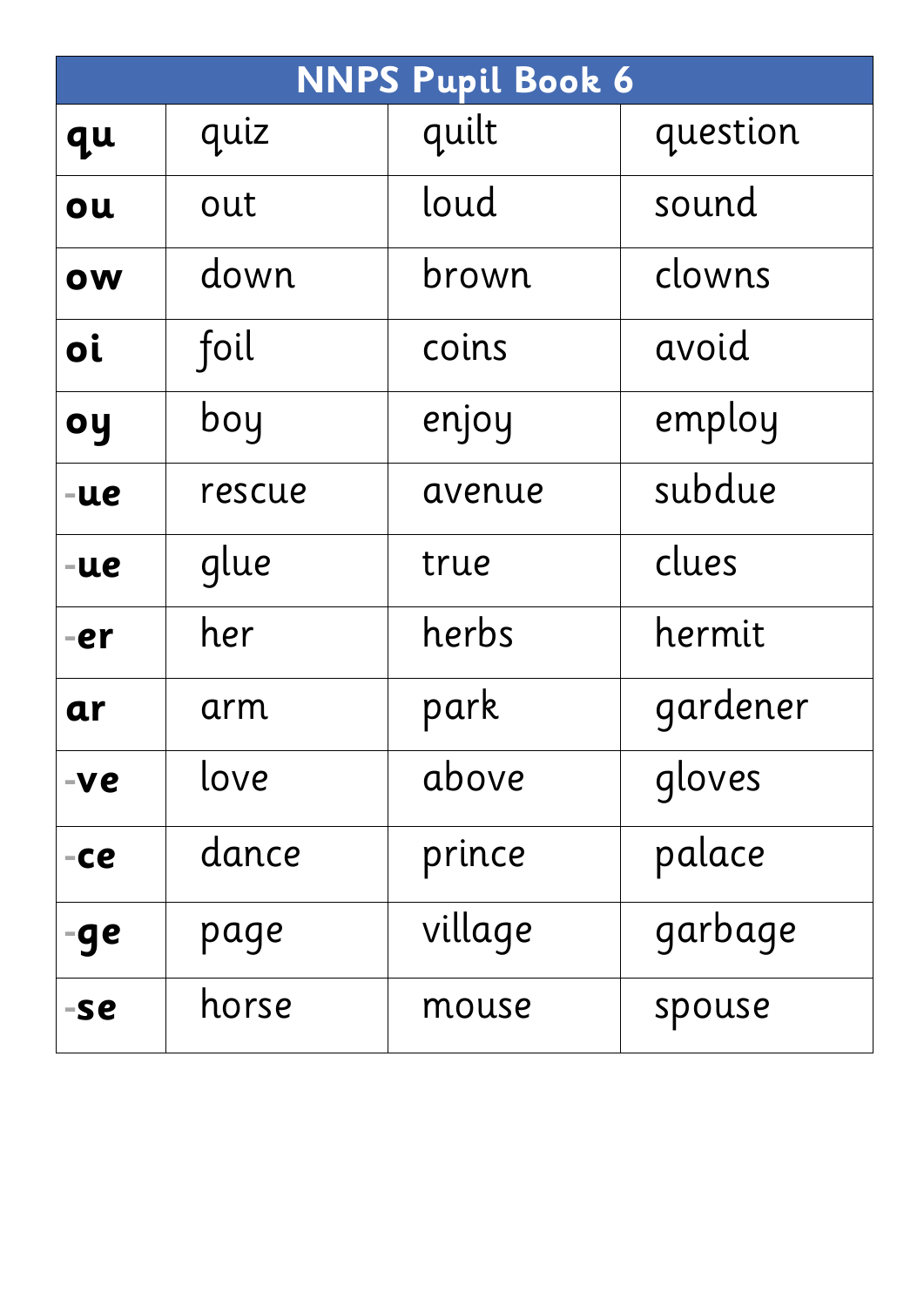| NNPS Pupil Book 6 | | | |
|---|---|---|---|
| **qu** | quiz | quilt | question |
| **ou** | out | loud | sound |
| **ow** | down | brown | clowns |
| **oi** | foil | coins | avoid |
| **oy** | boy | enjoy | employ |
| **-ue** | rescue | avenue | subdue |
| **-ue** | glue | true | clues |
| **-er** | her | herbs | hermit |
| **ar** | arm | park | gardener |
| **-ve** | love | above | gloves |
| **-ce** | dance | prince | palace |
| **-ge** | page | village | garbage |
| **-se** | horse | mouse | spouse |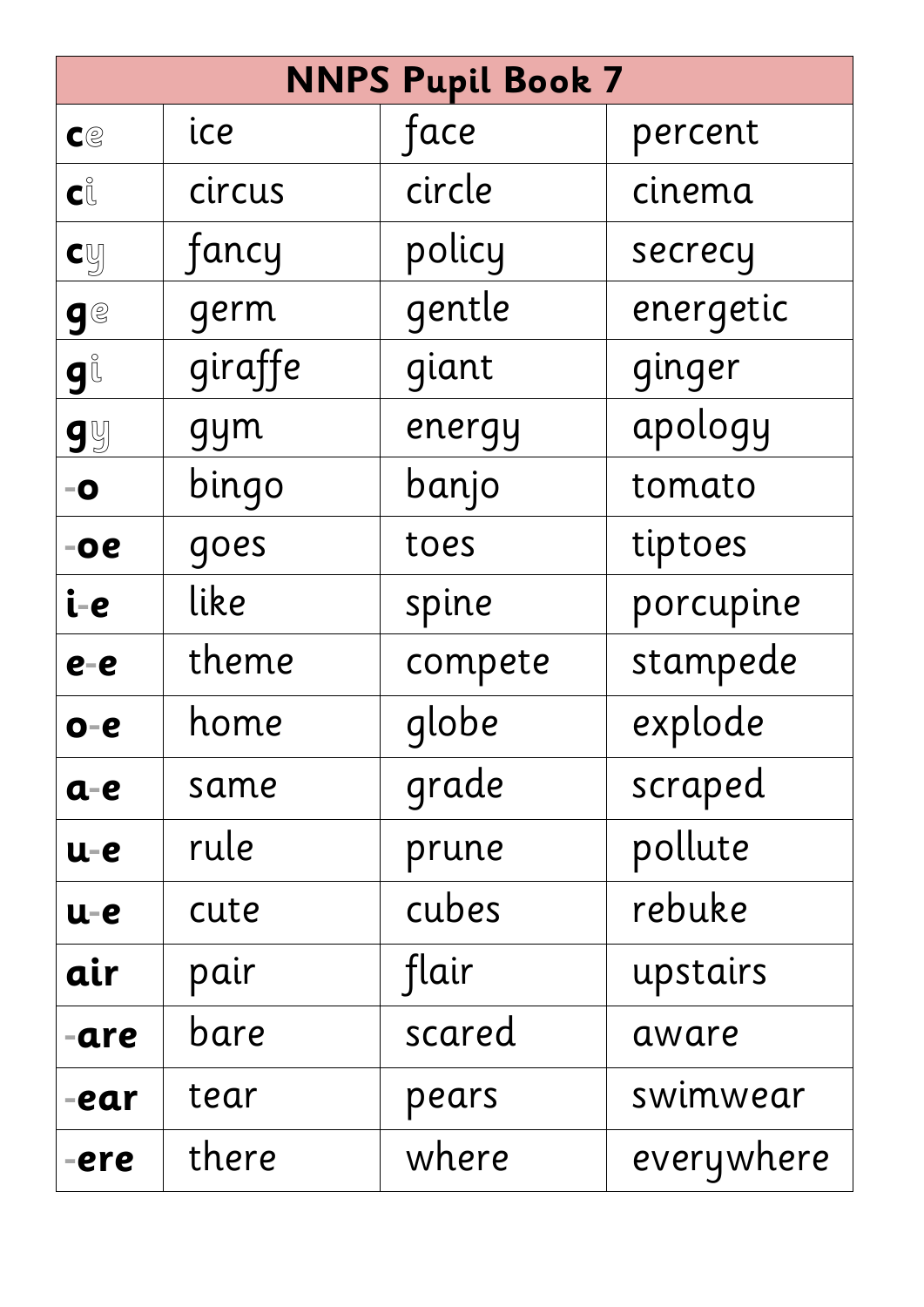| NNPS Pupil Book 7 | | | |
|---|---|---|---|
| **ce** | ice | face | percent |
| **ci** | circus | circle | cinema |
| **cy** | fancy | policy | secrecy |
| **ge** | germ | gentle | energetic |
| **gi** | giraffe | giant | ginger |
| **gy** | gym | energy | apology |
| **-o** | bingo | banjo | tomato |
| **-oe** | goes | toes | tiptoes |
| **i-e** | like | spine | porcupine |
| **e-e** | theme | compete | stampede |
| **o-e** | home | globe | explode |
| **a-e** | same | grade | scraped |
| **u-e** | rule | prune | pollute |
| **u-e** | cute | cubes | rebuke |
| **air** | pair | flair | upstairs |
| **-are** | bare | scared | aware |
| **-ear** | tear | pears | swimwear |
| **-ere** | there | where | everywhere |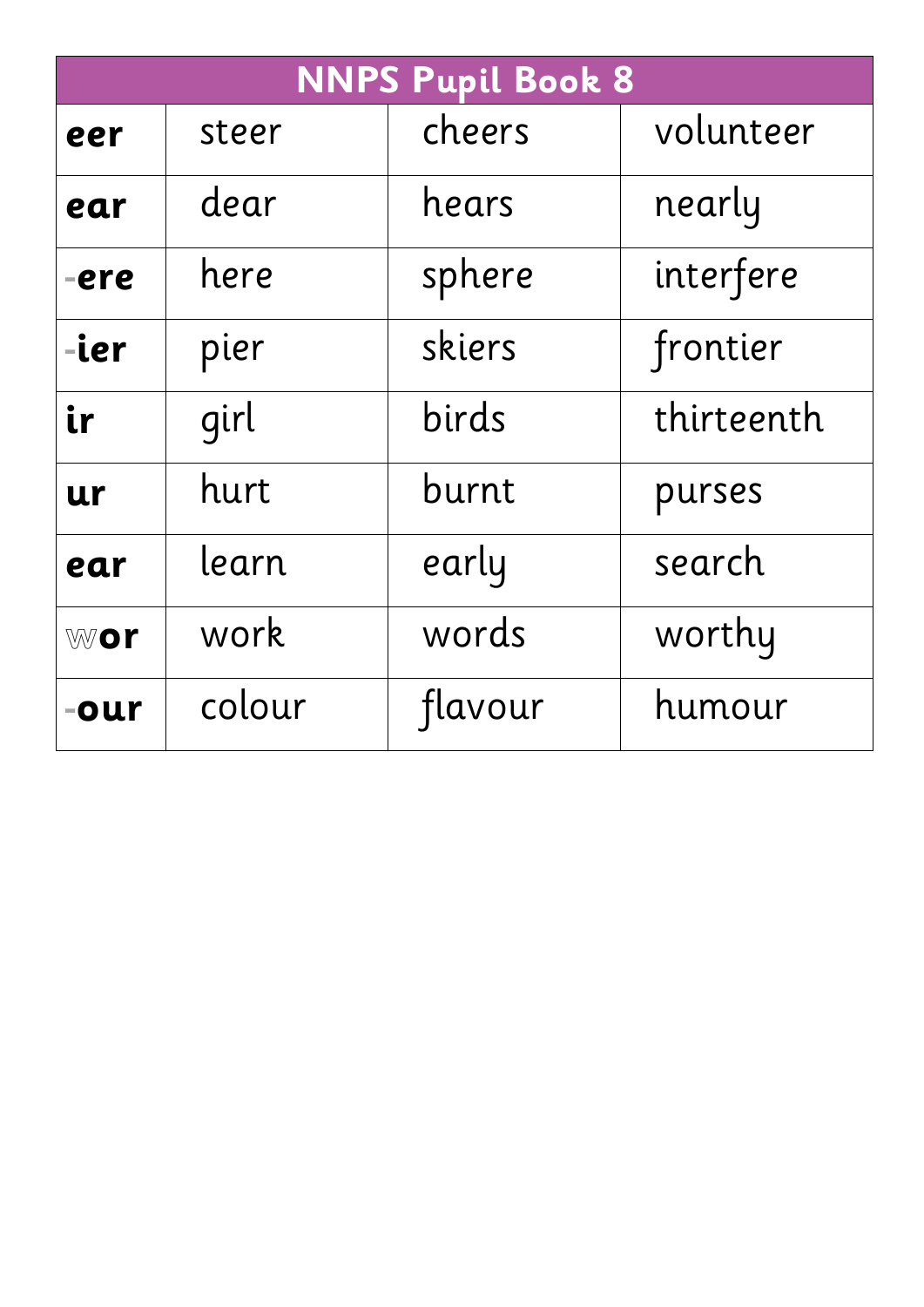| NNPS Pupil Book 8 | | | |
|---|---|---|---|
| **eer** | steer | cheers | volunteer |
| **ear** | dear | hears | nearly |
| -**ere** | here | sphere | interfere |
| -**ier** | pier | skiers | frontier |
| **ir** | girl | birds | thirteenth |
| **ur** | hurt | burnt | purses |
| **ear** | learn | early | search |
| w**or** | work | words | worthy |
| -**our** | colour | flavour | humour |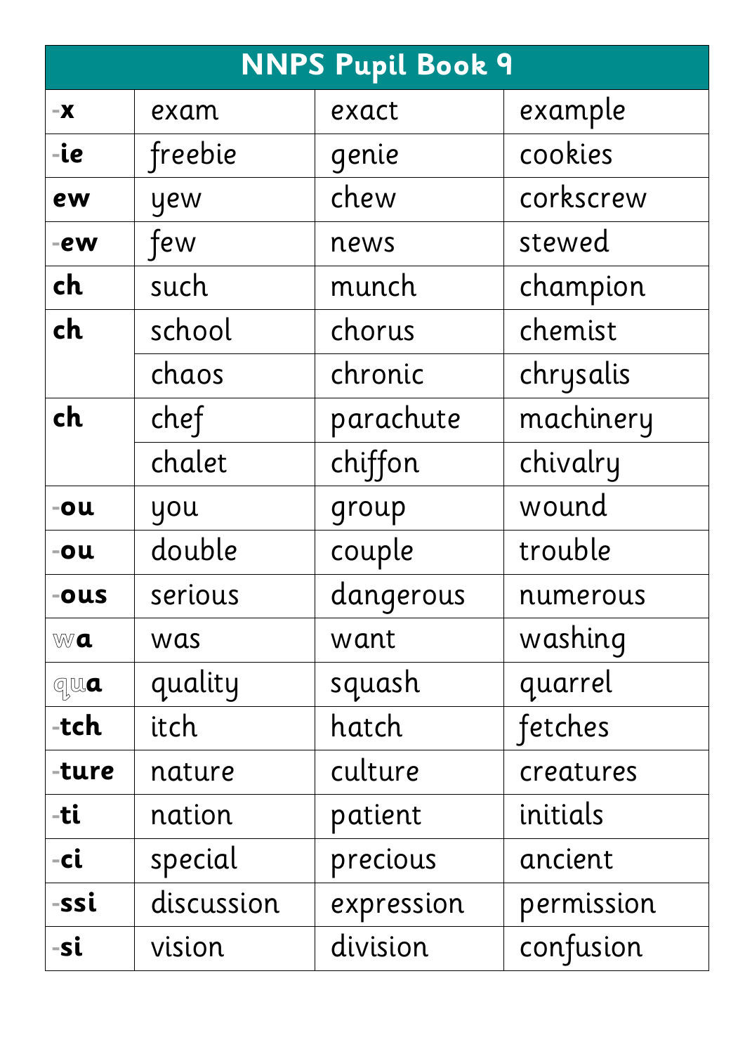| NNPS Pupil Book 9 | | | |
|---|---|---|---|
| **-x** | exam | exact | example |
| **-ie** | freebie | genie | cookies |
| **ew** | yew | chew | corkscrew |
| **-ew** | few | news | stewed |
| **ch** | such | munch | champion |
| **ch** | school | chorus | chemist |
| | chaos | chronic | chrysalis |
| **ch** | chef | parachute | machinery |
| | chalet | chiffon | chivalry |
| **-ou** | you | group | wound |
| **-ou** | double | couple | trouble |
| **-ous** | serious | dangerous | numerous |
| w**a** | was | want | washing |
| qu**a** | quality | squash | quarrel |
| **-tch** | itch | hatch | fetches |
| **-ture** | nature | culture | creatures |
| **-ti** | nation | patient | initials |
| **-ci** | special | precious | ancient |
| **-ssi** | discussion | expression | permission |
| **-si** | vision | division | confusion |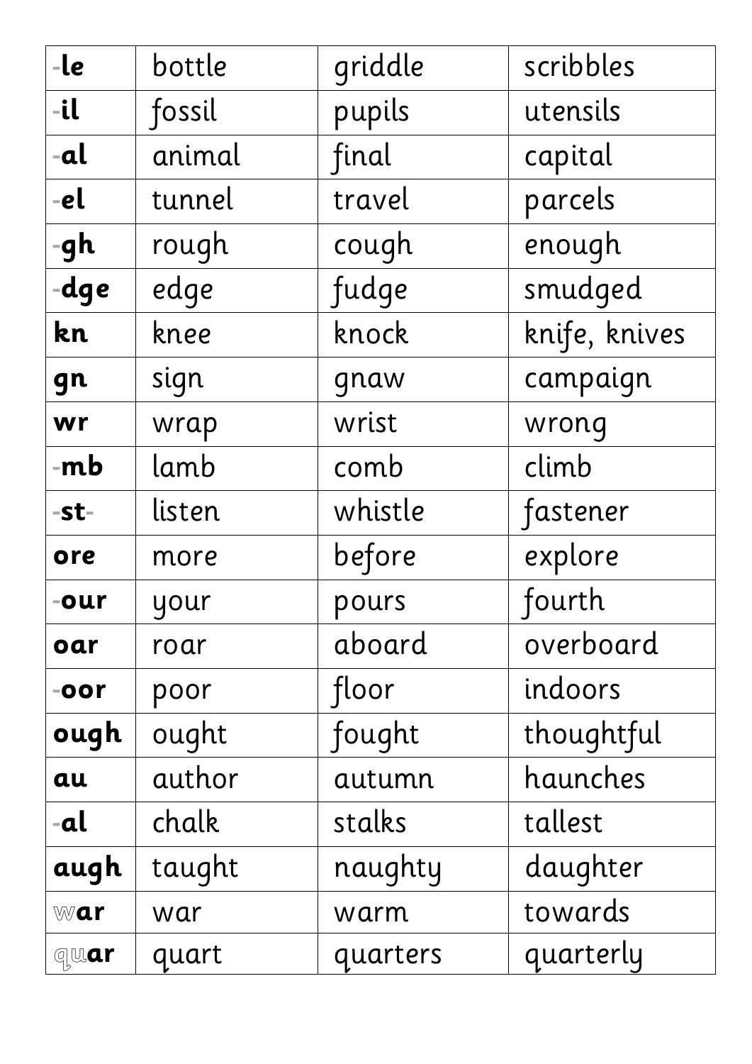| | | | |
|---|---|---|---|
| -**le** | bottle | griddle | scribbles |
| -**il** | fossil | pupils | utensils |
| -**al** | animal | final | capital |
| -**el** | tunnel | travel | parcels |
| -**gh** | rough | cough | enough |
| -**dge** | edge | fudge | smudged |
| **kn** | knee | knock | knife, knives |
| **gn** | sign | gnaw | campaign |
| **wr** | wrap | wrist | wrong |
| -**mb** | lamb | comb | climb |
| -**st**- | listen | whistle | fastener |
| **ore** | more | before | explore |
| -**our** | your | pours | fourth |
| **oar** | roar | aboard | overboard |
| -**oor** | poor | floor | indoors |
| **ough** | ought | fought | thoughtful |
| **au** | author | autumn | haunches |
| -**al** | chalk | stalks | tallest |
| **augh** | taught | naughty | daughter |
| w**ar** | war | warm | towards |
| qu**ar** | quart | quarters | quarterly |